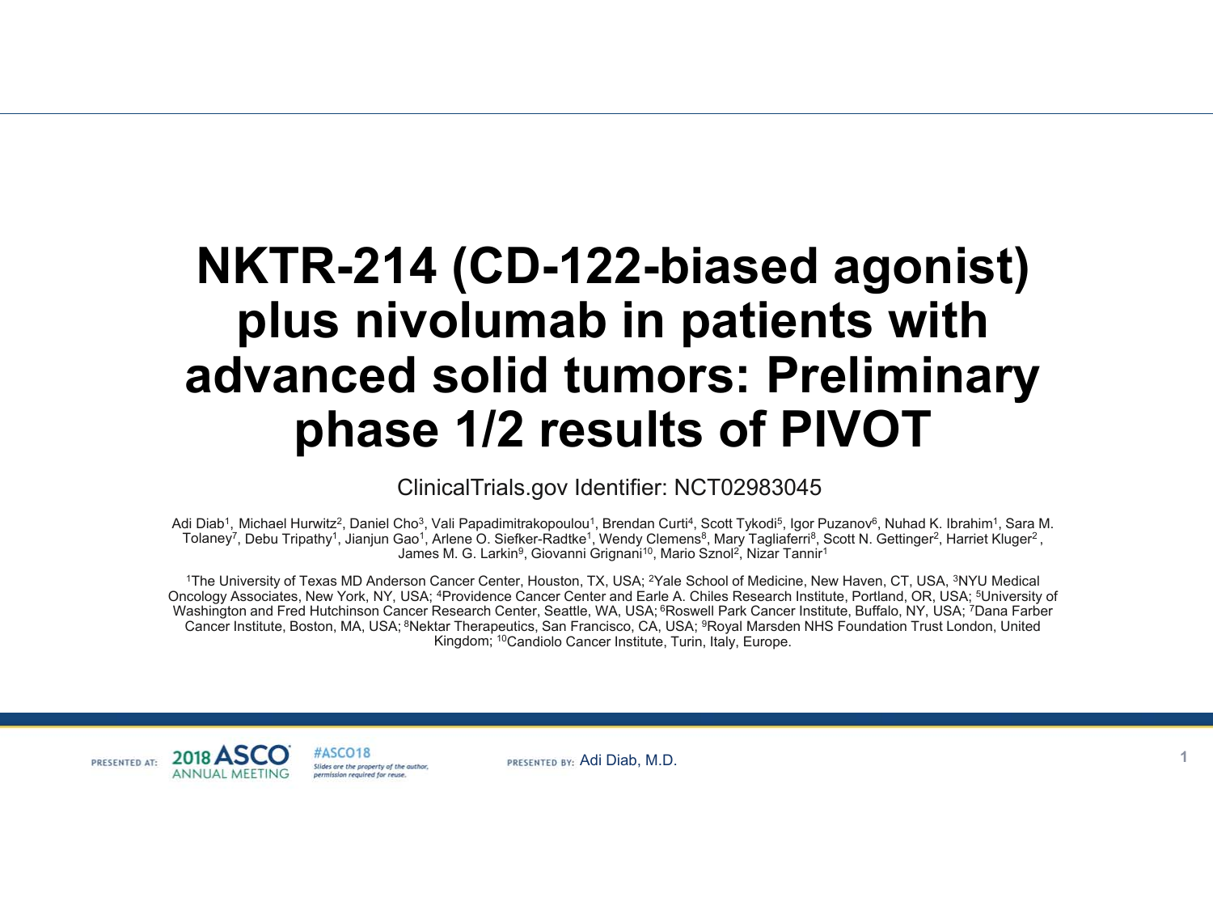# NKTR-214 (CD-122-biased agonist) plus nivolumab in patients with advanced solid tumors: Preliminary phase 1/2 results of PIVOT

ClinicalTrials.gov Identifier: NCT02983045

Adi Diab[1], Michael Hurwitz[2], Daniel Cho[3], Vali Papadimitrakopoulou[1], Brendan Curti[4], Scott Tykodi[5], Igor Puzanov[6], Nuhad K. Ibrahim[1], Sara M. Tolaney[7], Debu Tripathy[1], Jianjun Gao[1], Arlene O. Siefker-Radtke[1], Wendy Clemens[8], Mary Tagliaferri[8], Scott N. Gettinger[2], Harriet Kluger[2], James M. G. Larkin[9], Giovanni Grignani[10], Mario Sznol[2], Nizar Tannir[1]

[1]The University of Texas MD Anderson Cancer Center, Houston, TX, USA; [2]Yale School of Medicine, New Haven, CT, USA, [3]NYU Medical Oncology Associates, New York, NY, USA; [4]Providence Cancer Center and Earle A. Chiles Research Institute, Portland, OR, USA; [5]University of Washington and Fred Hutchinson Cancer Research Center, Seattle, WA, USA; [6]Roswell Park Cancer Institute, Buffalo, NY, USA; [7]Dana Farber Cancer Institute, Boston, MA, USA; [8]Nektar Therapeutics, San Francisco, CA, USA; [9]Royal Marsden NHS Foundation Trust London, United Kingdom; [10]Candiolo Cancer Institute, Turin, Italy, Europe.

PRESENTED AT: 2018 ASCO ANNUAL MEETING #ASCO18 Slides are the property of the author, permission required for reuse.

PRESENTED BY: Adi Diab, M.D.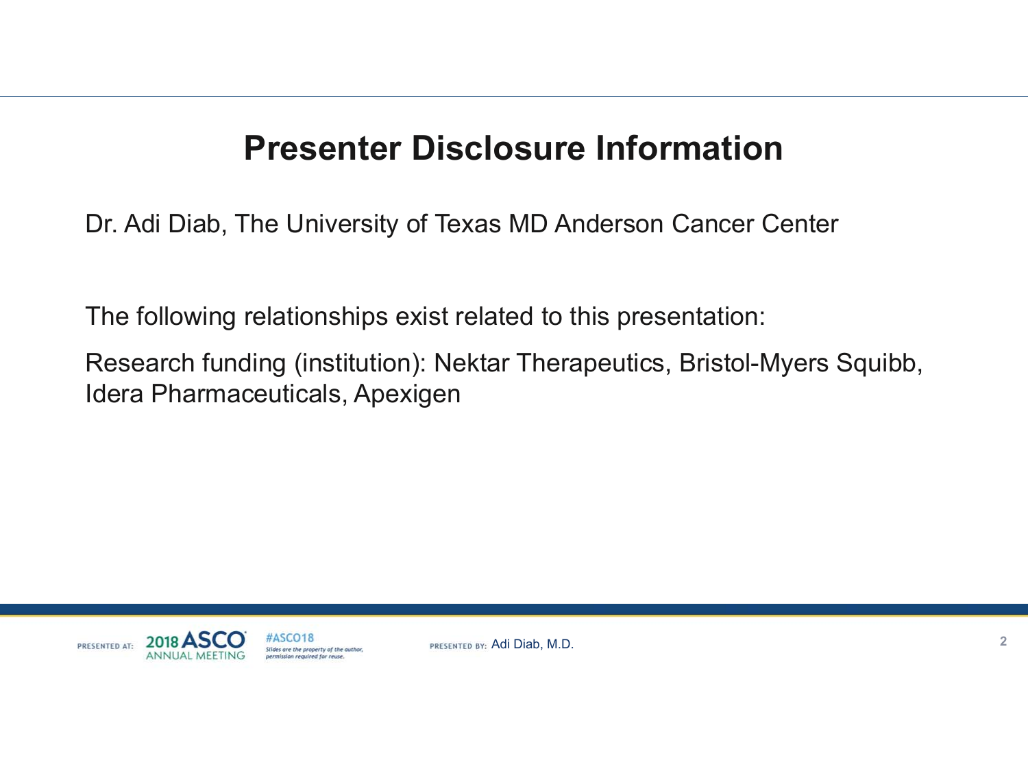# Presenter Disclosure Information

Dr. Adi Diab, The University of Texas MD Anderson Cancer Center

The following relationships exist related to this presentation:

Research funding (institution): Nektar Therapeutics, Bristol-Myers Squibb, Idera Pharmaceuticals, Apexigen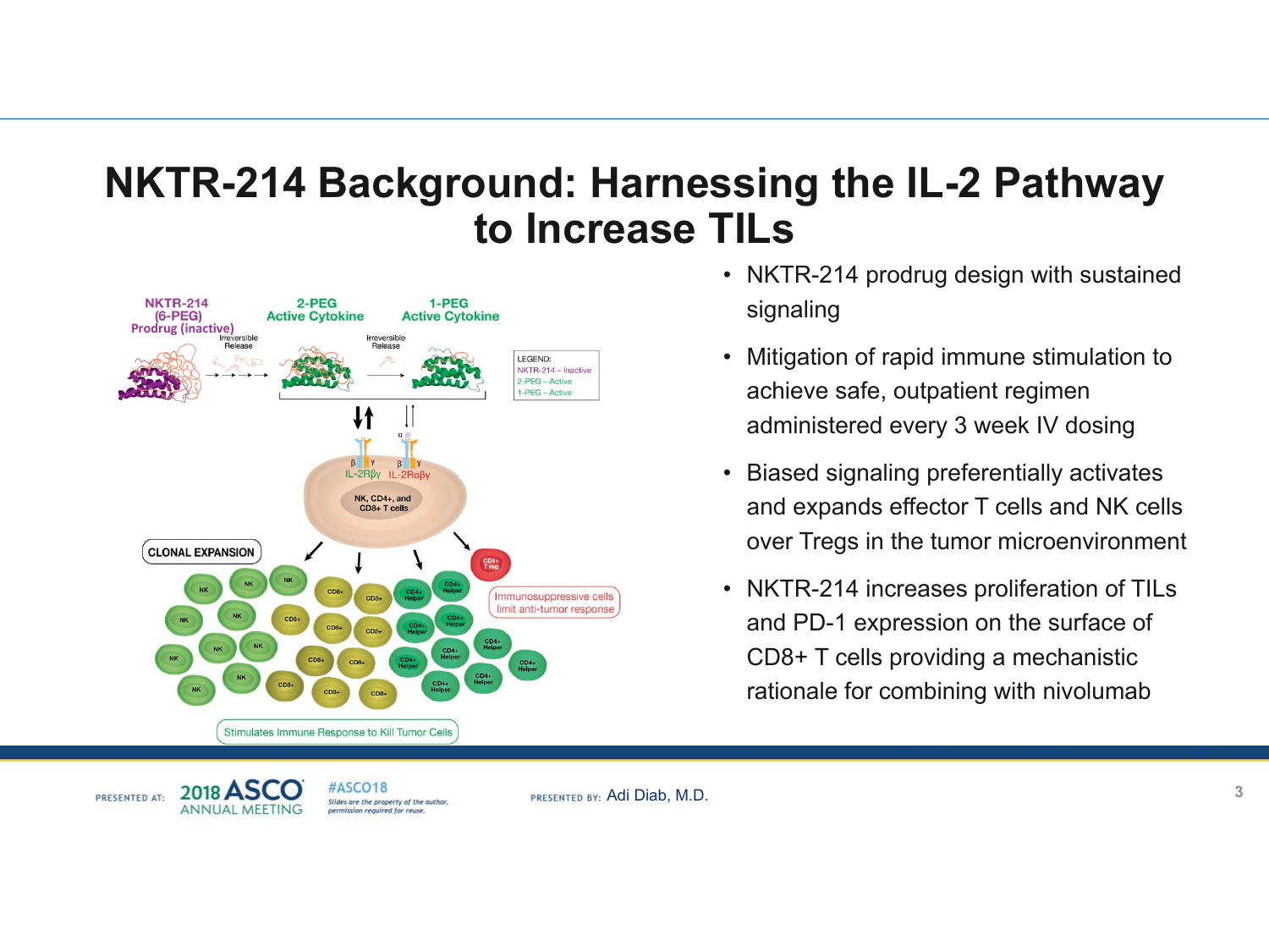# NKTR-214 Background: Harnessing the IL-2 Pathway to Increase TILs

- NKTR-214 prodrug design with sustained signaling
- Mitigation of rapid immune stimulation to achieve safe, outpatient regimen administered every 3 week IV dosing
- Biased signaling preferentially activates and expands effector T cells and NK cells over Tregs in the tumor microenvironment
- NKTR-214 increases proliferation of TILs and PD-1 expression on the surface of CD8+ T cells providing a mechanistic rationale for combining with nivolumab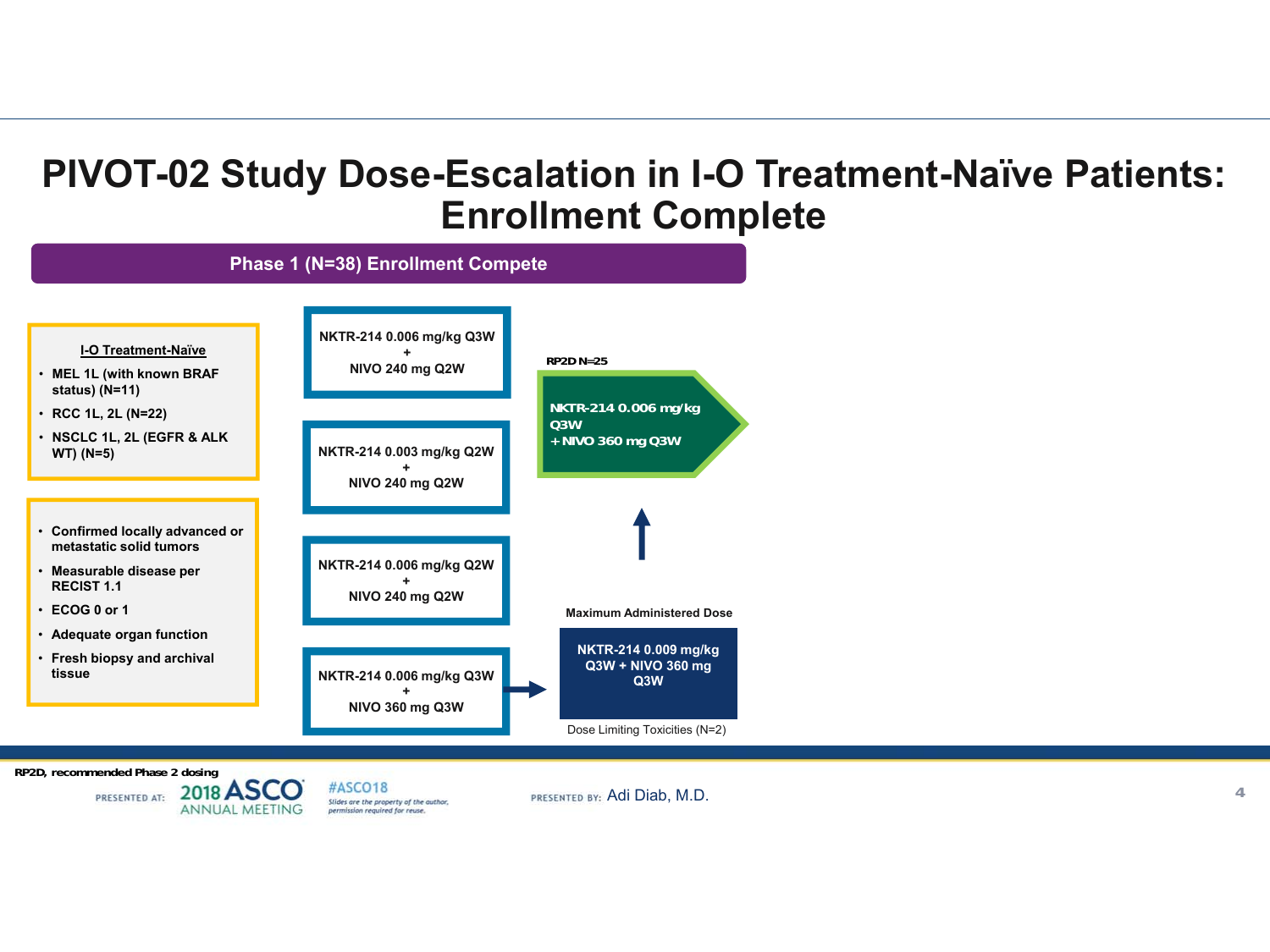# PIVOT-02 Study Dose-Escalation in I-O Treatment-Naïve Patients: Enrollment Complete

**Phase 1 (N=38) Enrollment Compete**

**I-O Treatment-Naïve**

- MEL 1L (with known BRAF status) (N=11)
- RCC 1L, 2L (N=22)
- NSCLC 1L, 2L (EGFR & ALK WT) (N=5)

- Confirmed locally advanced or metastatic solid tumors
- Measurable disease per RECIST 1.1
- ECOG 0 or 1
- Adequate organ function
- Fresh biopsy and archival tissue

NKTR-214 0.006 mg/kg Q3W + NIVO 240 mg Q2W

NKTR-214 0.003 mg/kg Q2W + NIVO 240 mg Q2W

NKTR-214 0.006 mg/kg Q2W + NIVO 240 mg Q2W

NKTR-214 0.006 mg/kg Q3W + NIVO 360 mg Q3W

Maximum Administered Dose

NKTR-214 0.009 mg/kg Q3W + NIVO 360 mg Q3W

Dose Limiting Toxicities (N=2)

RP2D N=25

NKTR-214 0.006 mg/kg Q3W + NIVO 360 mg Q3W

RP2D, recommended Phase 2 dosing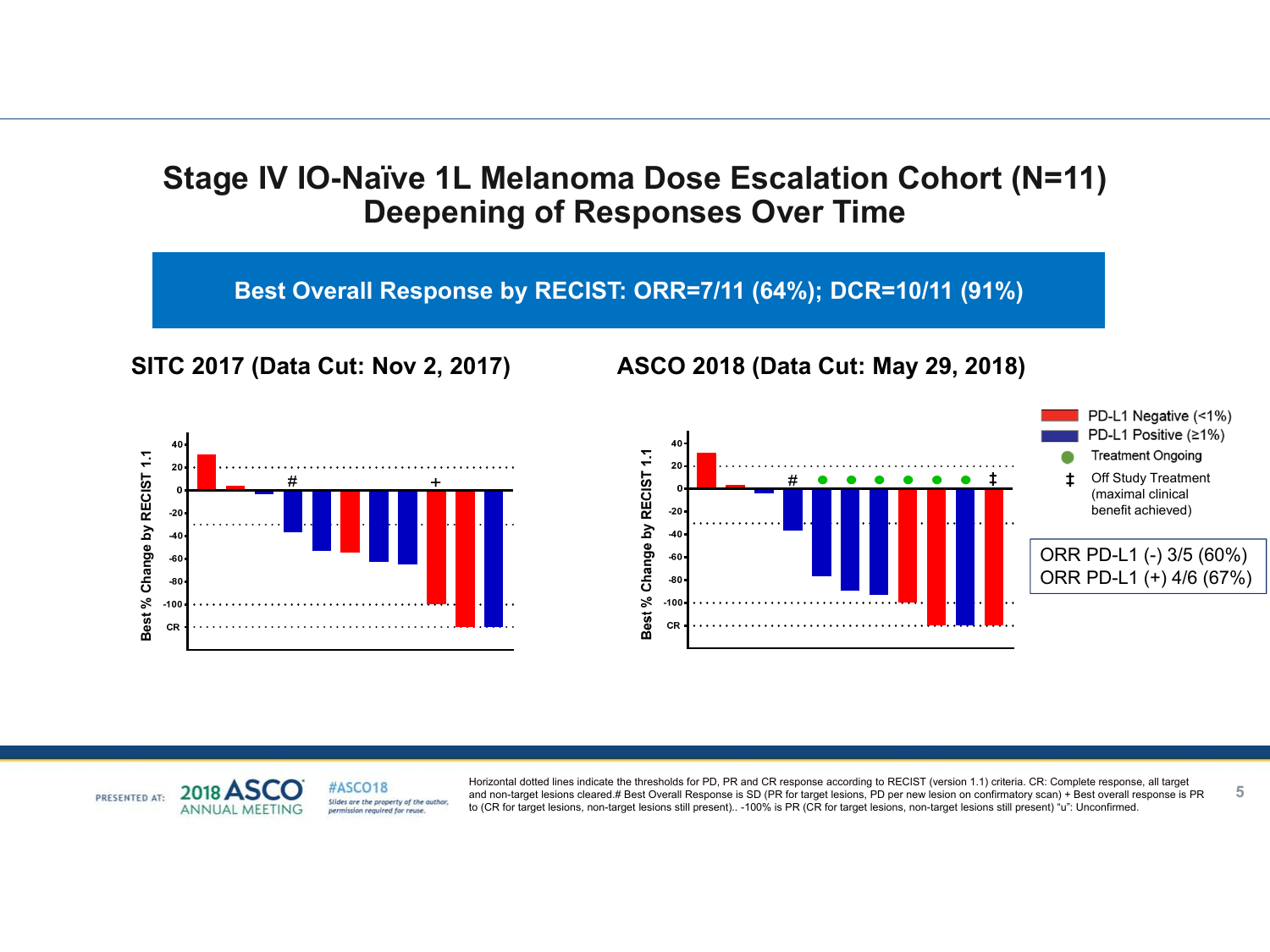# Stage IV IO-Naïve 1L Melanoma Dose Escalation Cohort (N=11)
# Deepening of Responses Over Time

**Best Overall Response by RECIST: ORR=7/11 (64%); DCR=10/11 (91%)**

**SITC 2017 (Data Cut: Nov 2, 2017)**

**ASCO 2018 (Data Cut: May 29, 2018)**

Best % Change by RECIST 1.1

PD-L1 Negative (<1%)
PD-L1 Positive (≥1%)
Treatment Ongoing
‡ Off Study Treatment (maximal clinical benefit achieved)

ORR PD-L1 (-) 3/5 (60%)
ORR PD-L1 (+) 4/6 (67%)

Horizontal dotted lines indicate the thresholds for PD, PR and CR response according to RECIST (version 1.1) criteria. CR: Complete response, all target and non-target lesions cleared.# Best Overall Response is SD (PR for target lesions, PD per new lesion on confirmatory scan) + Best overall response is PR to (CR for target lesions, non-target lesions still present).. -100% is PR (CR for target lesions, non-target lesions still present) "u": Unconfirmed.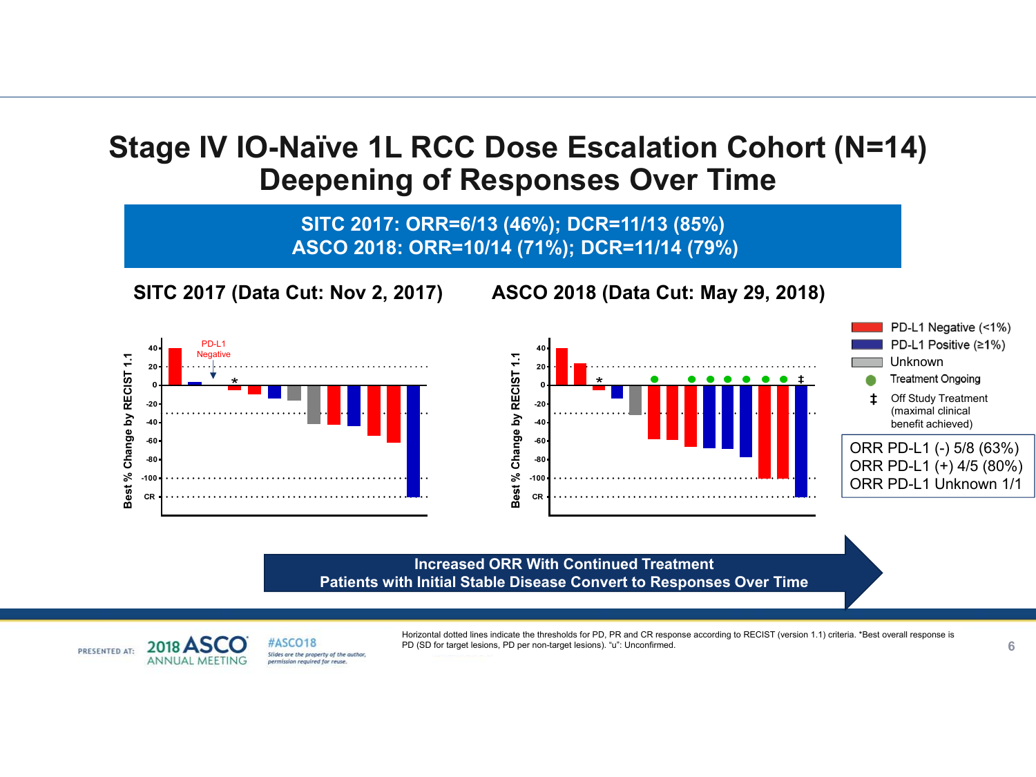# Stage IV IO-Naïve 1L RCC Dose Escalation Cohort (N=14) Deepening of Responses Over Time

**SITC 2017: ORR=6/13 (46%); DCR=11/13 (85%)**
**ASCO 2018: ORR=10/14 (71%); DCR=11/14 (79%)**

### SITC 2017 (Data Cut: Nov 2, 2017)

### ASCO 2018 (Data Cut: May 29, 2018)

- PD-L1 Negative (<1%)
- PD-L1 Positive (≥1%)
- Unknown
- Treatment Ongoing
- ‡ Off Study Treatment (maximal clinical benefit achieved)

ORR PD-L1 (-) 5/8 (63%)
ORR PD-L1 (+) 4/5 (80%)
ORR PD-L1 Unknown 1/1

**Increased ORR With Continued Treatment**
**Patients with Initial Stable Disease Convert to Responses Over Time**

Horizontal dotted lines indicate the thresholds for PD, PR and CR response according to RECIST (version 1.1) criteria. *Best overall response is PD (SD for target lesions, PD per non-target lesions). "u": Unconfirmed.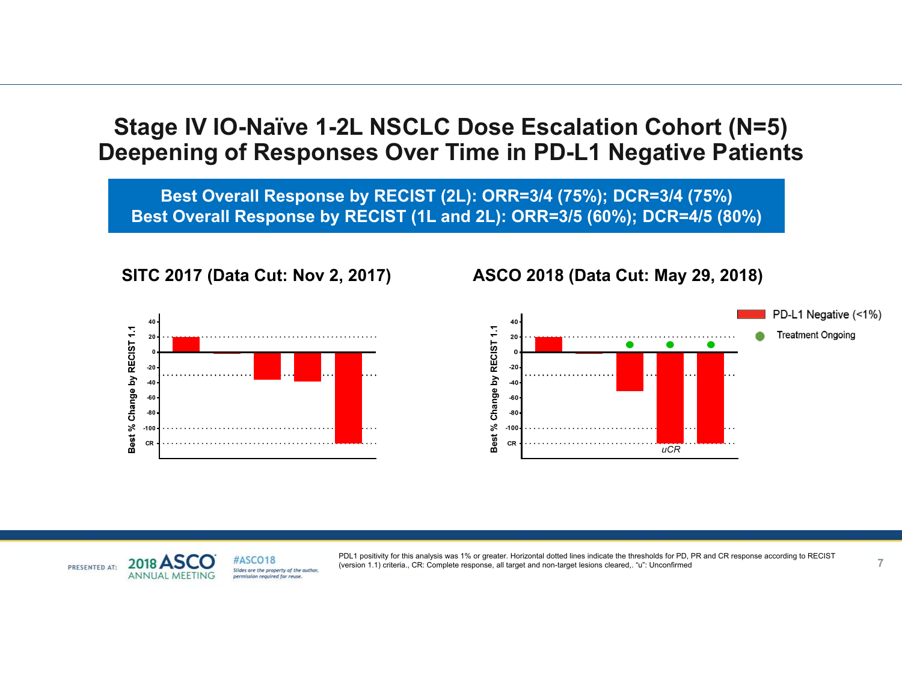# Stage IV IO-Naïve 1-2L NSCLC Dose Escalation Cohort (N=5)
# Deepening of Responses Over Time in PD-L1 Negative Patients

**Best Overall Response by RECIST (2L): ORR=3/4 (75%); DCR=3/4 (75%)**
**Best Overall Response by RECIST (1L and 2L): ORR=3/5 (60%); DCR=4/5 (80%)**

### SITC 2017 (Data Cut: Nov 2, 2017)

Best % Change by RECIST 1.1

40, 20, 0, -20, -40, -60, -80, -100, CR

### ASCO 2018 (Data Cut: May 29, 2018)

Best % Change by RECIST 1.1

40, 20, 0, -20, -40, -60, -80, -100, CR

uCR

PD-L1 Negative (<1%)

Treatment Ongoing

PDL1 positivity for this analysis was 1% or greater. Horizontal dotted lines indicate the thresholds for PD, PR and CR response according to RECIST (version 1.1) criteria., CR: Complete response, all target and non-target lesions cleared,. "u": Unconfirmed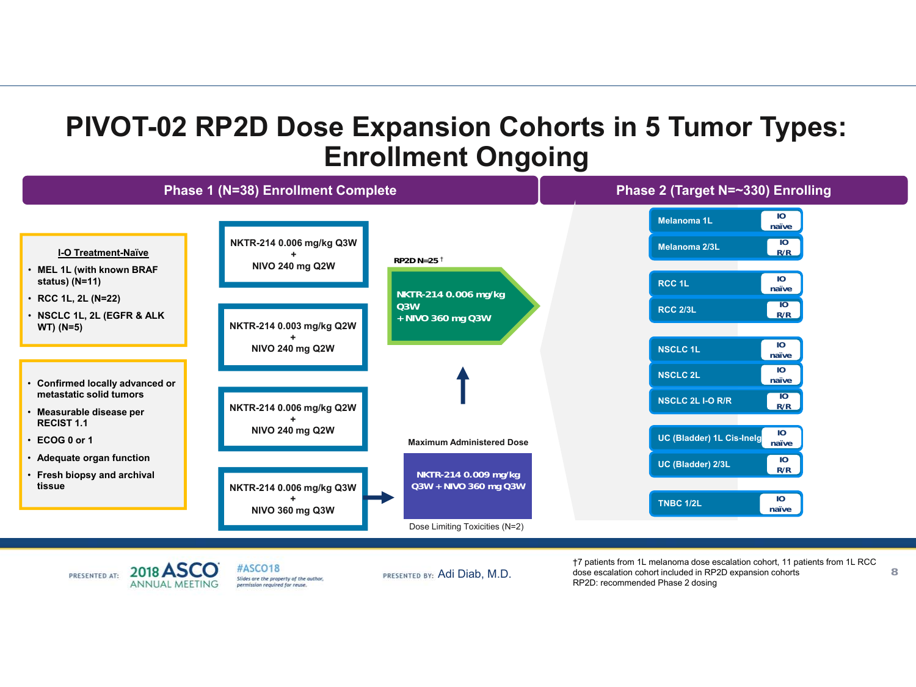# PIVOT-02 RP2D Dose Expansion Cohorts in 5 Tumor Types: Enrollment Ongoing

## Phase 1 (N=38) Enrollment Complete

**I-O Treatment-Naïve**

- MEL 1L (with known BRAF status) (N=11)
- RCC 1L, 2L (N=22)
- NSCLC 1L, 2L (EGFR & ALK WT) (N=5)

- Confirmed locally advanced or metastatic solid tumors
- Measurable disease per RECIST 1.1
- ECOG 0 or 1
- Adequate organ function
- Fresh biopsy and archival tissue

Dose escalation cohorts:

- NKTR-214 0.006 mg/kg Q3W + NIVO 240 mg Q2W
- NKTR-214 0.003 mg/kg Q2W + NIVO 240 mg Q2W
- NKTR-214 0.006 mg/kg Q2W + NIVO 240 mg Q2W
- NKTR-214 0.006 mg/kg Q3W + NIVO 360 mg Q3W

**Maximum Administered Dose**

NKTR-214 0.009 mg/kg Q3W + NIVO 360 mg Q3W

Dose Limiting Toxicities (N=2)

**RP2D N=25** †

NKTR-214 0.006 mg/kg Q3W + NIVO 360 mg Q3W

## Phase 2 (Target N=~330) Enrolling

| Cohort | IO status |
|---|---|
| Melanoma 1L | IO naïve |
| Melanoma 2/3L | IO R/R |
| RCC 1L | IO naïve |
| RCC 2/3L | IO R/R |
| NSCLC 1L | IO naïve |
| NSCLC 2L | IO naïve |
| NSCLC 2L I-O R/R | IO R/R |
| UC (Bladder) 1L Cis-Inelg | IO naïve |
| UC (Bladder) 2/3L | IO R/R |
| TNBC 1/2L | IO naïve |

†7 patients from 1L melanoma dose escalation cohort, 11 patients from 1L RCC dose escalation cohort included in RP2D expansion cohorts
RP2D: recommended Phase 2 dosing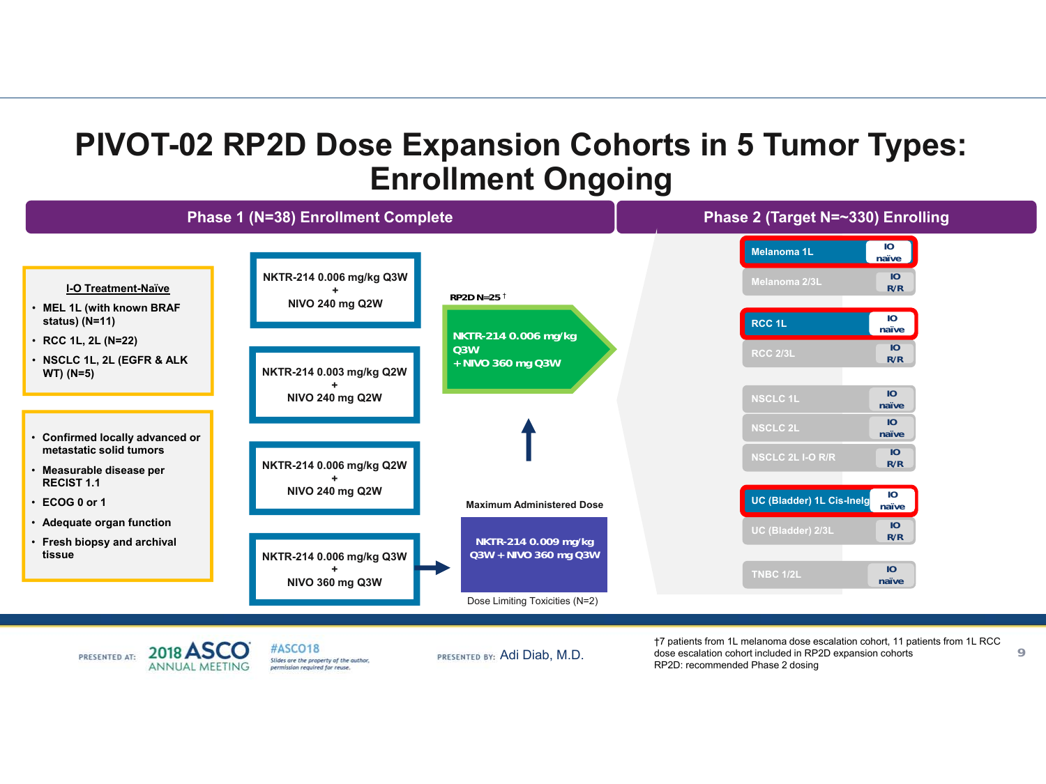# PIVOT-02 RP2D Dose Expansion Cohorts in 5 Tumor Types: Enrollment Ongoing

## Phase 1 (N=38) Enrollment Complete

**I-O Treatment-Naïve**

- MEL 1L (with known BRAF status) (N=11)
- RCC 1L, 2L (N=22)
- NSCLC 1L, 2L (EGFR & ALK WT) (N=5)

- Confirmed locally advanced or metastatic solid tumors
- Measurable disease per RECIST 1.1
- ECOG 0 or 1
- Adequate organ function
- Fresh biopsy and archival tissue

**Dose escalation cohorts:**

- NKTR-214 0.006 mg/kg Q3W + NIVO 240 mg Q2W
- NKTR-214 0.003 mg/kg Q2W + NIVO 240 mg Q2W
- NKTR-214 0.006 mg/kg Q2W + NIVO 240 mg Q2W
- NKTR-214 0.006 mg/kg Q3W + NIVO 360 mg Q3W

**Maximum Administered Dose**

NKTR-214 0.009 mg/kg Q3W + NIVO 360 mg Q3W

Dose Limiting Toxicities (N=2)

**RP2D N=25 †**

NKTR-214 0.006 mg/kg Q3W + NIVO 360 mg Q3W

## Phase 2 (Target N=~330) Enrolling

| Cohort | IO status |
|---|---|
| Melanoma 1L | IO naïve |
| Melanoma 2/3L | IO R/R |
| RCC 1L | IO naïve |
| RCC 2/3L | IO R/R |
| NSCLC 1L | IO naïve |
| NSCLC 2L | IO naïve |
| NSCLC 2L I-O R/R | IO R/R |
| UC (Bladder) 1L Cis-Inelg | IO naïve |
| UC (Bladder) 2/3L | IO R/R |
| TNBC 1/2L | IO naïve |

†7 patients from 1L melanoma dose escalation cohort, 11 patients from 1L RCC dose escalation cohort included in RP2D expansion cohorts

RP2D: recommended Phase 2 dosing

PRESENTED AT: 2018 ASCO ANNUAL MEETING #ASCO18 Slides are the property of the author, permission required for reuse.

PRESENTED BY: Adi Diab, M.D.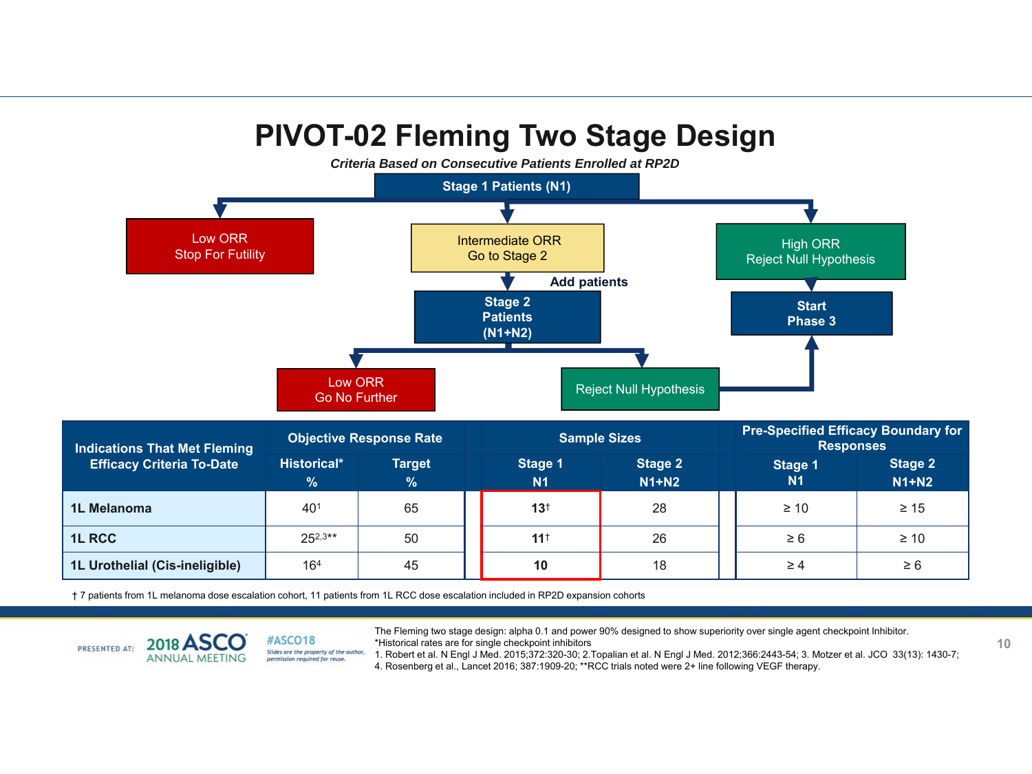# PIVOT-02 Fleming Two Stage Design

***Criteria Based on Consecutive Patients Enrolled at RP2D***

**Stage 1 Patients (N1)**

- Low ORR – Stop For Futility
- Intermediate ORR – Go to Stage 2
  - **Add patients** → **Stage 2 Patients (N1+N2)**
    - Low ORR – Go No Further
    - Reject Null Hypothesis → **Start Phase 3**
- High ORR – Reject Null Hypothesis → **Start Phase 3**

| Indications That Met Fleming Efficacy Criteria To-Date | Objective Response Rate | | Sample Sizes | | Pre-Specified Efficacy Boundary for Responses | |
|---|---|---|---|---|---|---|
| | Historical* % | Target % | Stage 1 N1 | Stage 2 N1+N2 | Stage 1 N1 | Stage 2 N1+N2 |
| **1L Melanoma** | 40[1] | 65 | **13†** | 28 | ≥ 10 | ≥ 15 |
| **1L RCC** | 25[2,3]** | 50 | **11†** | 26 | ≥ 6 | ≥ 10 |
| **1L Urothelial (Cis-ineligible)** | 16[4] | 45 | **10** | 18 | ≥ 4 | ≥ 6 |

† 7 patients from 1L melanoma dose escalation cohort, 11 patients from 1L RCC dose escalation included in RP2D expansion cohorts

The Fleming two stage design: alpha 0.1 and power 90% designed to show superiority over single agent checkpoint Inhibitor.
*Historical rates are for single checkpoint inhibitors
1. Robert et al. N Engl J Med. 2015;372:320-30; 2.Topalian et al. N Engl J Med. 2012;366:2443-54; 3. Motzer et al. JCO 33(13): 1430-7; 4. Rosenberg et al., Lancet 2016; 387:1909-20; **RCC trials noted were 2+ line following VEGF therapy.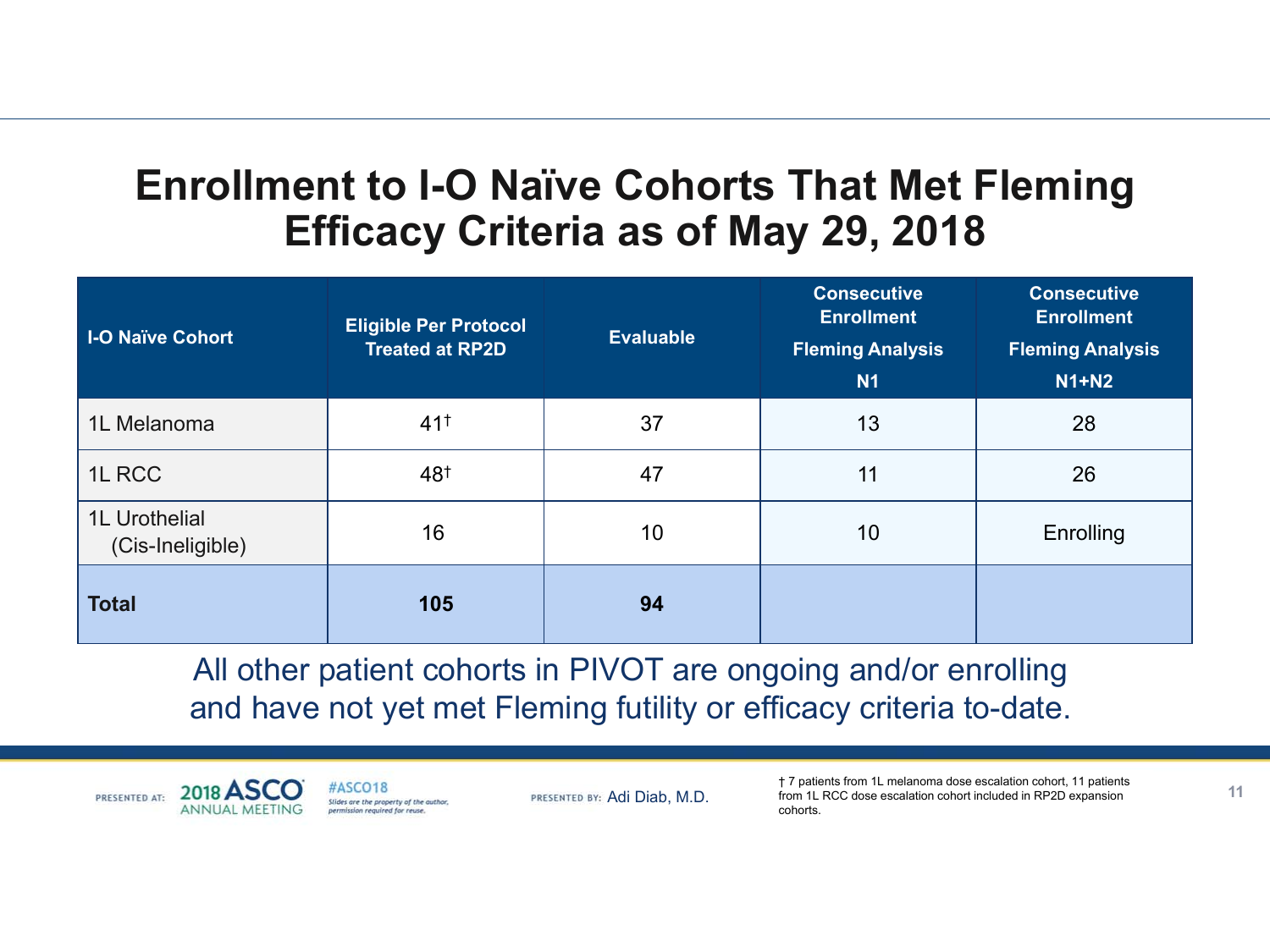# Enrollment to I-O Naïve Cohorts That Met Fleming Efficacy Criteria as of May 29, 2018

| I-O Naïve Cohort | Eligible Per Protocol Treated at RP2D | Evaluable | Consecutive Enrollment Fleming Analysis N1 | Consecutive Enrollment Fleming Analysis N1+N2 |
|---|---|---|---|---|
| 1L Melanoma | 41† | 37 | 13 | 28 |
| 1L RCC | 48† | 47 | 11 | 26 |
| 1L Urothelial (Cis-Ineligible) | 16 | 10 | 10 | Enrolling |
| **Total** | **105** | **94** | | |

All other patient cohorts in PIVOT are ongoing and/or enrolling and have not yet met Fleming futility or efficacy criteria to-date.

† 7 patients from 1L melanoma dose escalation cohort, 11 patients from 1L RCC dose escalation cohort included in RP2D expansion cohorts.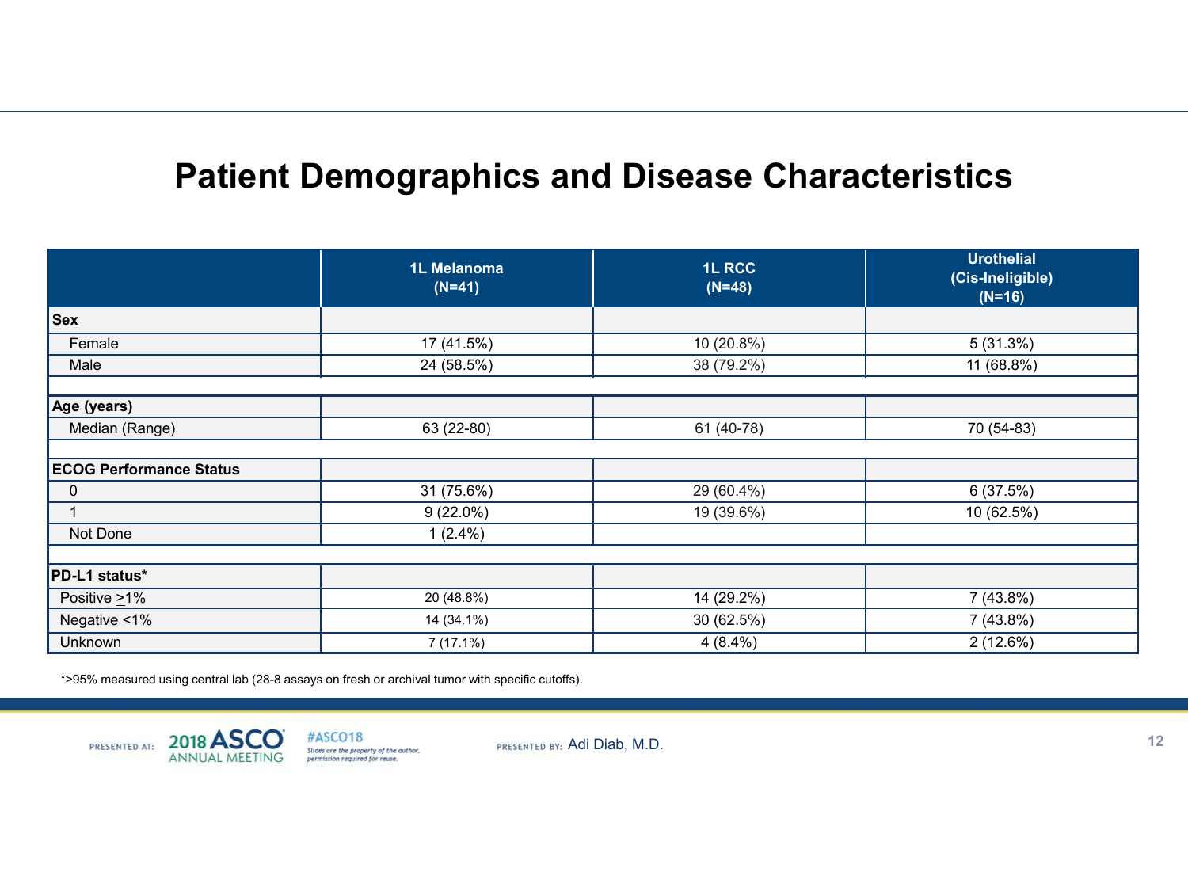# Patient Demographics and Disease Characteristics

| | 1L Melanoma (N=41) | 1L RCC (N=48) | Urothelial (Cis-Ineligible) (N=16) |
|---|---|---|---|
| **Sex** | | | |
| Female | 17 (41.5%) | 10 (20.8%) | 5 (31.3%) |
| Male | 24 (58.5%) | 38 (79.2%) | 11 (68.8%) |
| **Age (years)** | | | |
| Median (Range) | 63 (22-80) | 61 (40-78) | 70 (54-83) |
| **ECOG Performance Status** | | | |
| 0 | 31 (75.6%) | 29 (60.4%) | 6 (37.5%) |
| 1 | 9 (22.0%) | 19 (39.6%) | 10 (62.5%) |
| Not Done | 1 (2.4%) | | |
| **PD-L1 status*** | | | |
| Positive ≥1% | 20 (48.8%) | 14 (29.2%) | 7 (43.8%) |
| Negative <1% | 14 (34.1%) | 30 (62.5%) | 7 (43.8%) |
| Unknown | 7 (17.1%) | 4 (8.4%) | 2 (12.6%) |

*>95% measured using central lab (28-8 assays on fresh or archival tumor with specific cutoffs).

PRESENTED AT: 2018 ASCO ANNUAL MEETING #ASCO18 Slides are the property of the author, permission required for reuse.

PRESENTED BY: Adi Diab, M.D.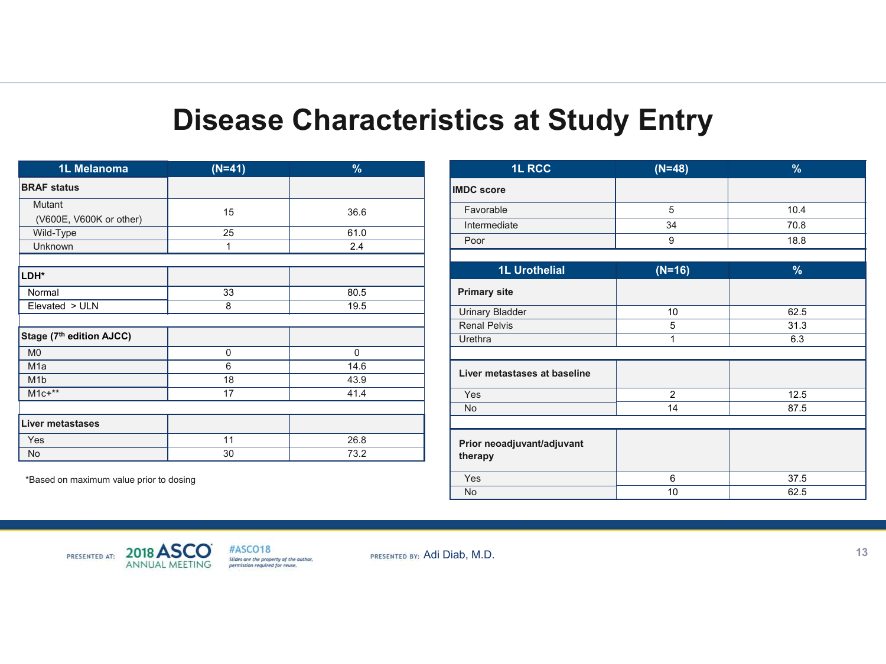# Disease Characteristics at Study Entry

| 1L Melanoma | (N=41) | % |
|---|---|---|
| **BRAF status** | | |
| Mutant (V600E, V600K or other) | 15 | 36.6 |
| Wild-Type | 25 | 61.0 |
| Unknown | 1 | 2.4 |
| **LDH*** | | |
| Normal | 33 | 80.5 |
| Elevated > ULN | 8 | 19.5 |
| **Stage (7th edition AJCC)** | | |
| M0 | 0 | 0 |
| M1a | 6 | 14.6 |
| M1b | 18 | 43.9 |
| M1c+** | 17 | 41.4 |
| **Liver metastases** | | |
| Yes | 11 | 26.8 |
| No | 30 | 73.2 |

*Based on maximum value prior to dosing

| 1L RCC | (N=48) | % |
|---|---|---|
| **IMDC score** | | |
| Favorable | 5 | 10.4 |
| Intermediate | 34 | 70.8 |
| Poor | 9 | 18.8 |

| 1L Urothelial | (N=16) | % |
|---|---|---|
| **Primary site** | | |
| Urinary Bladder | 10 | 62.5 |
| Renal Pelvis | 5 | 31.3 |
| Urethra | 1 | 6.3 |
| **Liver metastases at baseline** | | |
| Yes | 2 | 12.5 |
| No | 14 | 87.5 |
| **Prior neoadjuvant/adjuvant therapy** | | |
| Yes | 6 | 37.5 |
| No | 10 | 62.5 |

PRESENTED AT: 2018 ASCO ANNUAL MEETING #ASCO18 Slides are the property of the author, permission required for reuse.

PRESENTED BY: Adi Diab, M.D.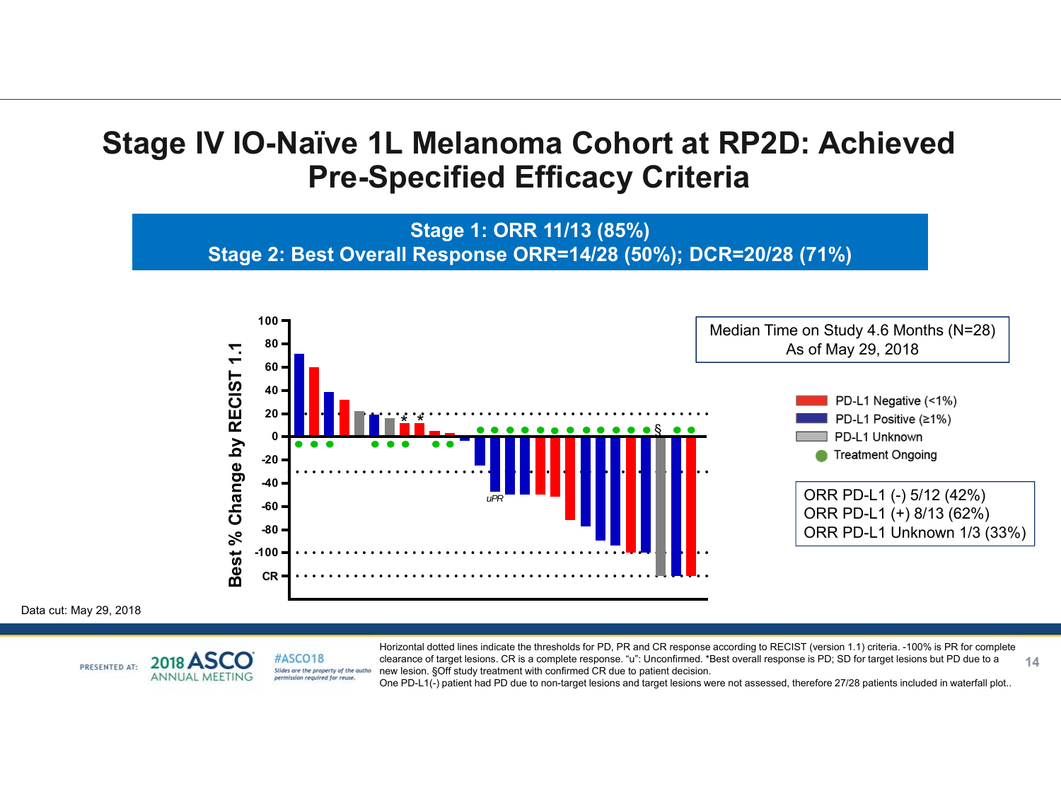# Stage IV IO-Naïve 1L Melanoma Cohort at RP2D: Achieved Pre-Specified Efficacy Criteria

**Stage 1: ORR 11/13 (85%)**
**Stage 2: Best Overall Response ORR=14/28 (50%); DCR=20/28 (71%)**

Median Time on Study 4.6 Months (N=28)
As of May 29, 2018

- PD-L1 Negative (<1%)
- PD-L1 Positive (≥1%)
- PD-L1 Unknown
- Treatment Ongoing

ORR PD-L1 (-) 5/12 (42%)
ORR PD-L1 (+) 8/13 (62%)
ORR PD-L1 Unknown 1/3 (33%)

Data cut: May 29, 2018

Horizontal dotted lines indicate the thresholds for PD, PR and CR response according to RECIST (version 1.1) criteria. -100% is PR for complete clearance of target lesions. CR is a complete response. "u": Unconfirmed. *Best overall response is PD; SD for target lesions but PD due to a new lesion. §Off study treatment with confirmed CR due to patient decision.
One PD-L1(-) patient had PD due to non-target lesions and target lesions were not assessed, therefore 27/28 patients included in waterfall plot..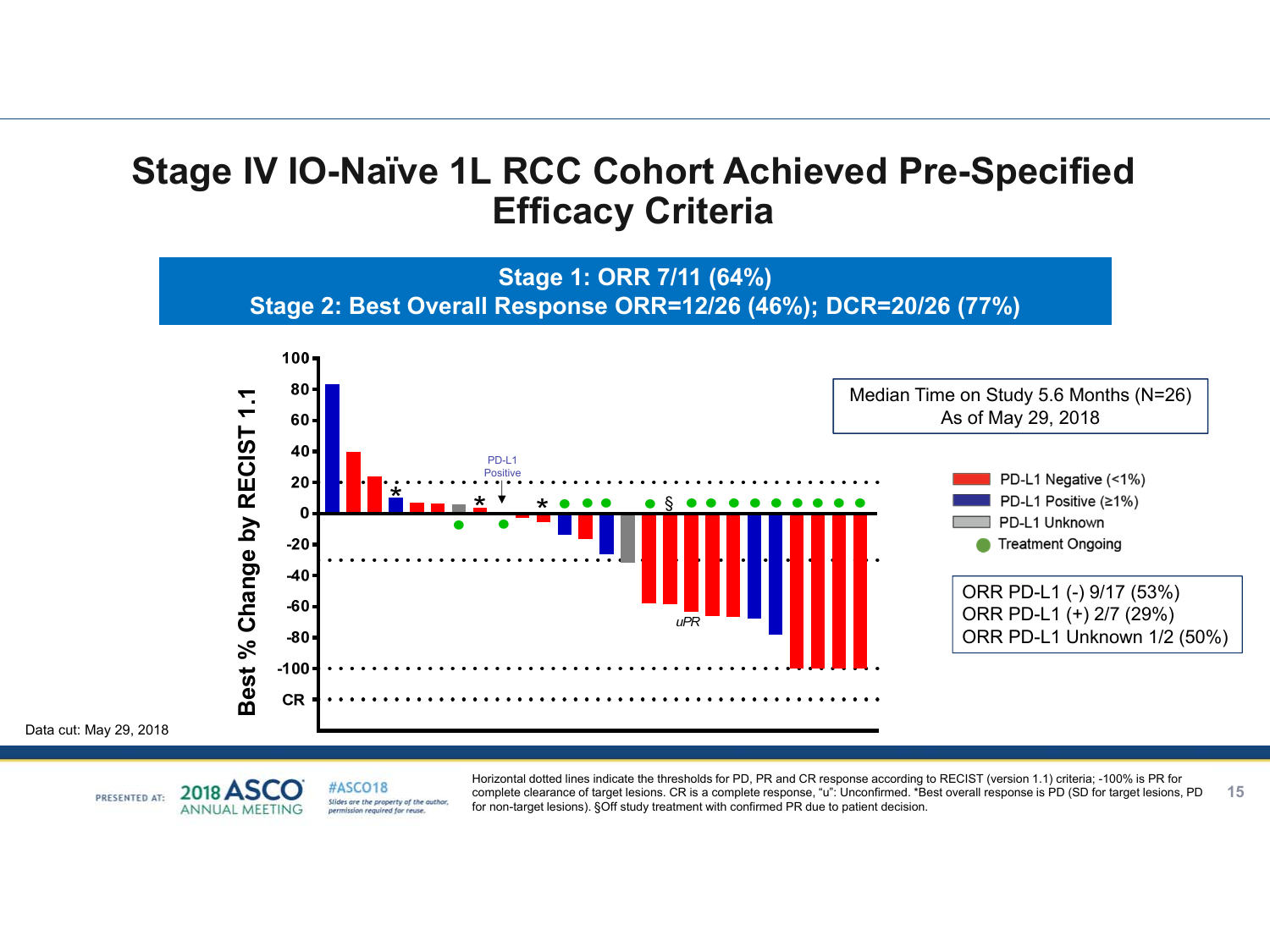# Stage IV IO-Naïve 1L RCC Cohort Achieved Pre-Specified Efficacy Criteria

**Stage 1: ORR 7/11 (64%)**
**Stage 2: Best Overall Response ORR=12/26 (46%); DCR=20/26 (77%)**

Best % Change by RECIST 1.1

100, 80, 60, 40, 20, 0, -20, -40, -60, -80, -100, CR

PD-L1 Positive

uPR

Median Time on Study 5.6 Months (N=26)
As of May 29, 2018

- PD-L1 Negative (<1%)
- PD-L1 Positive (≥1%)
- PD-L1 Unknown
- Treatment Ongoing

ORR PD-L1 (-) 9/17 (53%)
ORR PD-L1 (+) 2/7 (29%)
ORR PD-L1 Unknown 1/2 (50%)

Data cut: May 29, 2018

Horizontal dotted lines indicate the thresholds for PD, PR and CR response according to RECIST (version 1.1) criteria; -100% is PR for complete clearance of target lesions. CR is a complete response, "u": Unconfirmed. *Best overall response is PD (SD for target lesions, PD for non-target lesions). §Off study treatment with confirmed PR due to patient decision.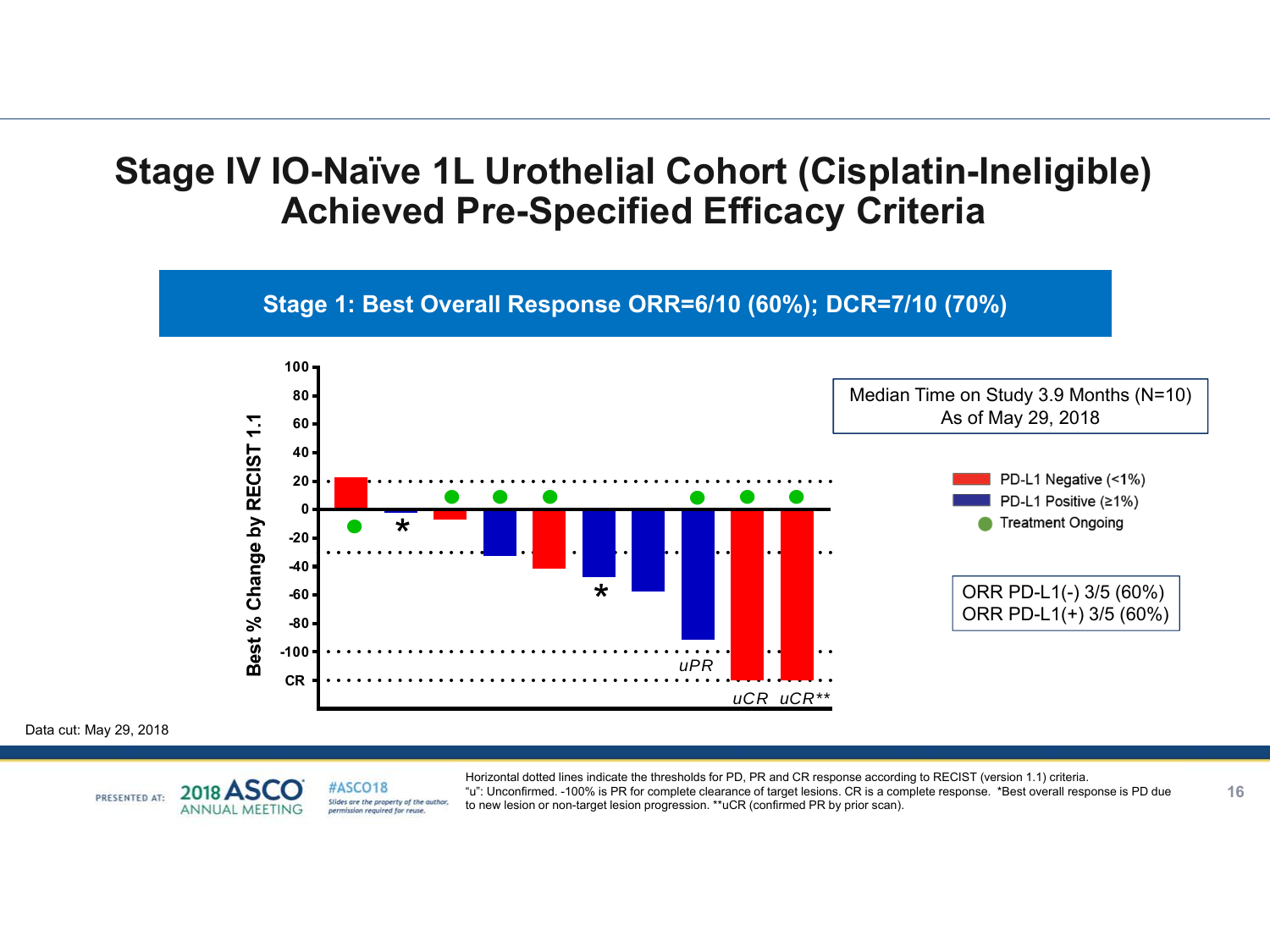# Stage IV IO-Naïve 1L Urothelial Cohort (Cisplatin-Ineligible) Achieved Pre-Specified Efficacy Criteria

**Stage 1: Best Overall Response ORR=6/10 (60%); DCR=7/10 (70%)**

Best % Change by RECIST 1.1

100, 80, 60, 40, 20, 0, -20, -40, -60, -80, -100, CR

uPR

uCR uCR**

Median Time on Study 3.9 Months (N=10)
As of May 29, 2018

PD-L1 Negative (<1%)
PD-L1 Positive (≥1%)
Treatment Ongoing

ORR PD-L1(-) 3/5 (60%)
ORR PD-L1(+) 3/5 (60%)

Data cut: May 29, 2018

Horizontal dotted lines indicate the thresholds for PD, PR and CR response according to RECIST (version 1.1) criteria.
"u": Unconfirmed. -100% is PR for complete clearance of target lesions. CR is a complete response. *Best overall response is PD due to new lesion or non-target lesion progression. **uCR (confirmed PR by prior scan).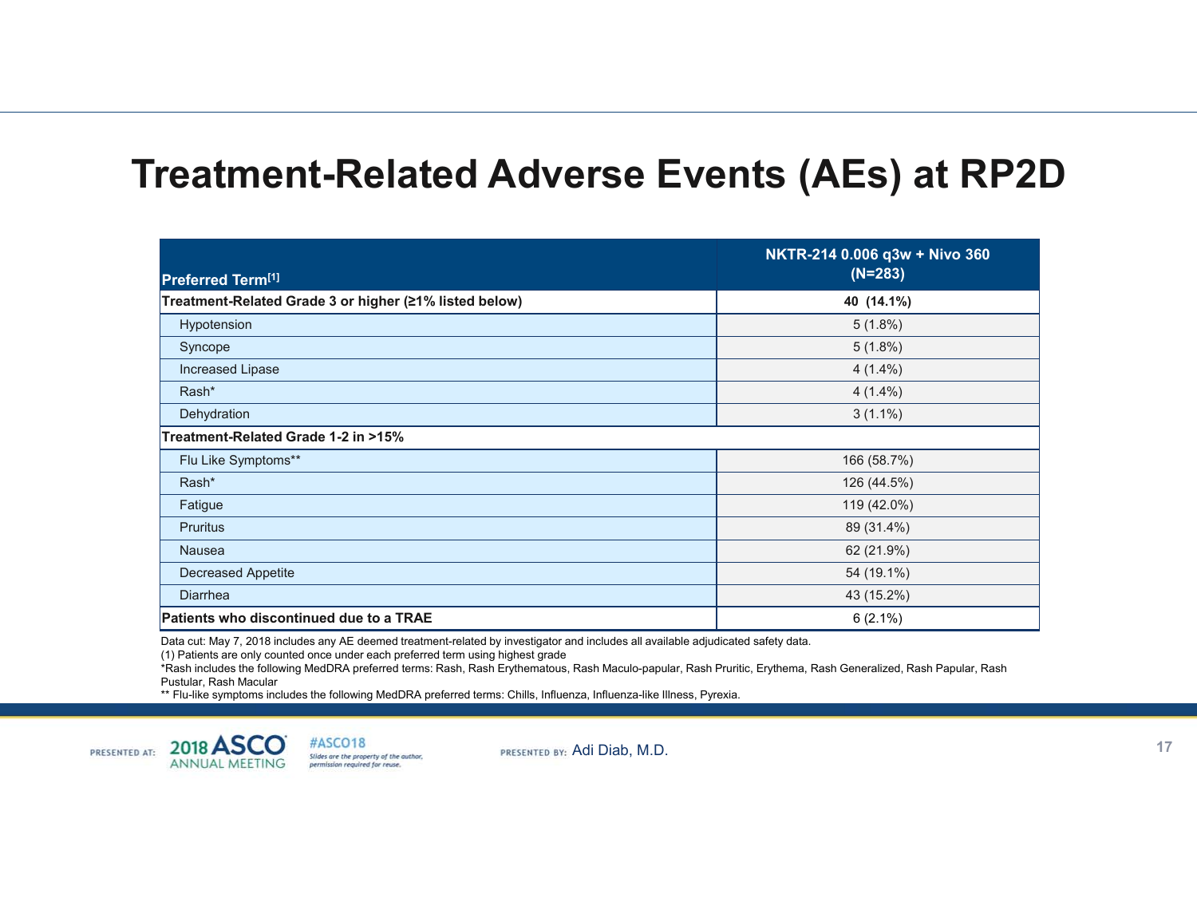# Treatment-Related Adverse Events (AEs) at RP2D

| Preferred Term[1] | NKTR-214 0.006 q3w + Nivo 360 (N=283) |
|---|---|
| **Treatment-Related Grade 3 or higher (≥1% listed below)** | **40 (14.1%)** |
| Hypotension | 5 (1.8%) |
| Syncope | 5 (1.8%) |
| Increased Lipase | 4 (1.4%) |
| Rash* | 4 (1.4%) |
| Dehydration | 3 (1.1%) |
| **Treatment-Related Grade 1-2 in >15%** | |
| Flu Like Symptoms** | 166 (58.7%) |
| Rash* | 126 (44.5%) |
| Fatigue | 119 (42.0%) |
| Pruritus | 89 (31.4%) |
| Nausea | 62 (21.9%) |
| Decreased Appetite | 54 (19.1%) |
| Diarrhea | 43 (15.2%) |
| **Patients who discontinued due to a TRAE** | 6 (2.1%) |

Data cut: May 7, 2018 includes any AE deemed treatment-related by investigator and includes all available adjudicated safety data.
(1) Patients are only counted once under each preferred term using highest grade
*Rash includes the following MedDRA preferred terms: Rash, Rash Erythematous, Rash Maculo-papular, Rash Pruritic, Erythema, Rash Generalized, Rash Papular, Rash Pustular, Rash Macular
** Flu-like symptoms includes the following MedDRA preferred terms: Chills, Influenza, Influenza-like Illness, Pyrexia.

PRESENTED AT: 2018 ASCO ANNUAL MEETING #ASCO18 Slides are the property of the author, permission required for reuse. PRESENTED BY: Adi Diab, M.D.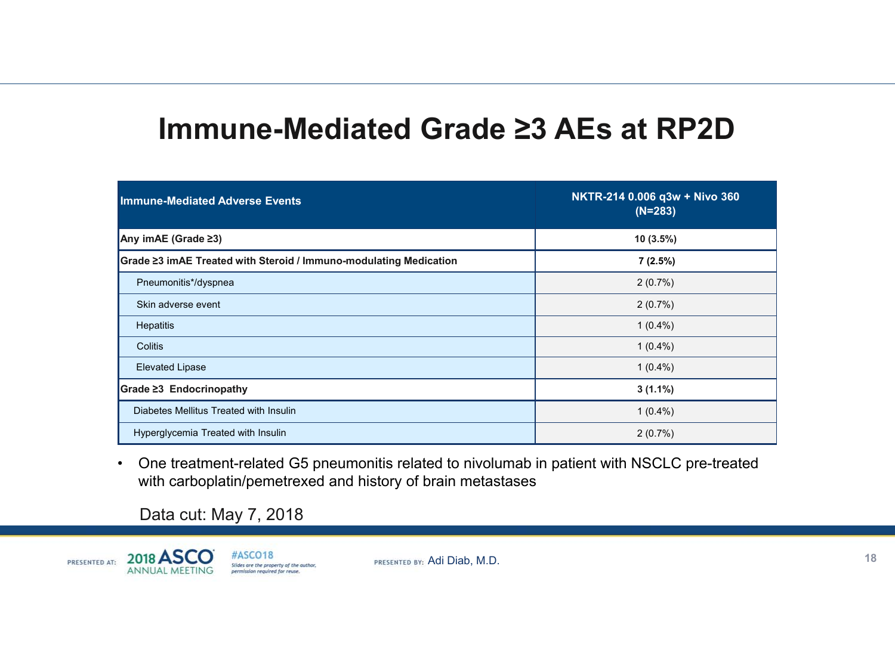# Immune-Mediated Grade ≥3 AEs at RP2D

| Immune-Mediated Adverse Events | NKTR-214 0.006 q3w + Nivo 360 (N=283) |
|---|---|
| **Any imAE (Grade ≥3)** | **10 (3.5%)** |
| **Grade ≥3 imAE Treated with Steroid / Immuno-modulating Medication** | **7 (2.5%)** |
| Pneumonitis*/dyspnea | 2 (0.7%) |
| Skin adverse event | 2 (0.7%) |
| Hepatitis | 1 (0.4%) |
| Colitis | 1 (0.4%) |
| Elevated Lipase | 1 (0.4%) |
| **Grade ≥3 Endocrinopathy** | **3 (1.1%)** |
| Diabetes Mellitus Treated with Insulin | 1 (0.4%) |
| Hyperglycemia Treated with Insulin | 2 (0.7%) |

- One treatment-related G5 pneumonitis related to nivolumab in patient with NSCLC pre-treated with carboplatin/pemetrexed and history of brain metastases

Data cut: May 7, 2018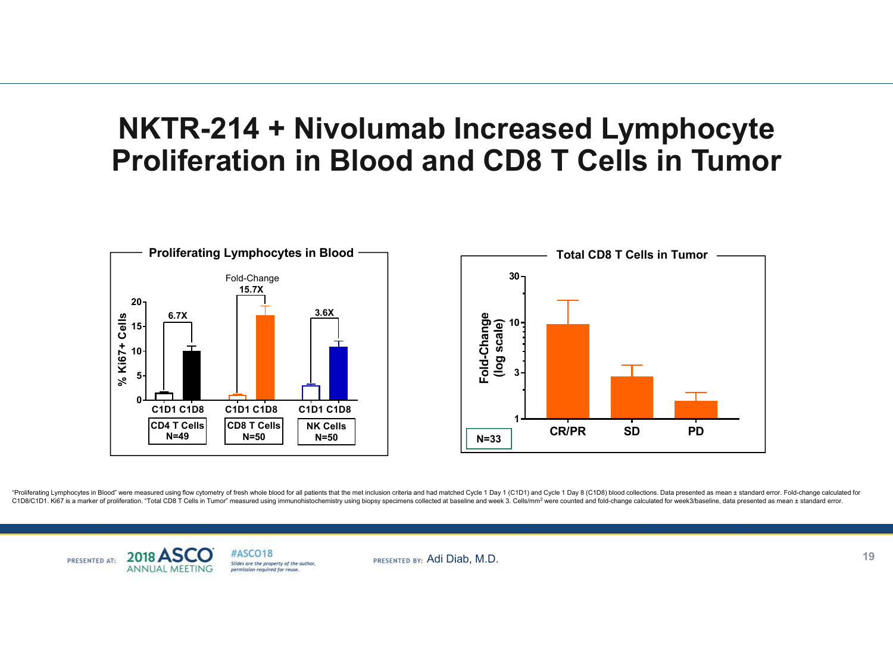# NKTR-214 + Nivolumab Increased Lymphocyte Proliferation in Blood and CD8 T Cells in Tumor

**Proliferating Lymphocytes in Blood**

% Ki67+ Cells

Fold-Change

| | CD4 T Cells N=49 | CD8 T Cells N=50 | NK Cells N=50 |
|---|---|---|---|
| Fold-Change (C1D8/C1D1) | 6.7X | 15.7X | 3.6X |

**Total CD8 T Cells in Tumor**

Fold-Change (log scale)

CR/PR, SD, PD

N=33

"Proliferating Lymphocytes in Blood" were measured using flow cytometry of fresh whole blood for all patients that the met inclusion criteria and had matched Cycle 1 Day 1 (C1D1) and Cycle 1 Day 8 (C1D8) blood collections. Data presented as mean ± standard error. Fold-change calculated for C1D8/C1D1. Ki67 is a marker of proliferation. "Total CD8 T Cells in Tumor" measured using immunohistochemistry using biopsy specimens collected at baseline and week 3. Cells/mm$^2$ were counted and fold-change calculated for week3/baseline, data presented as mean ± standard error.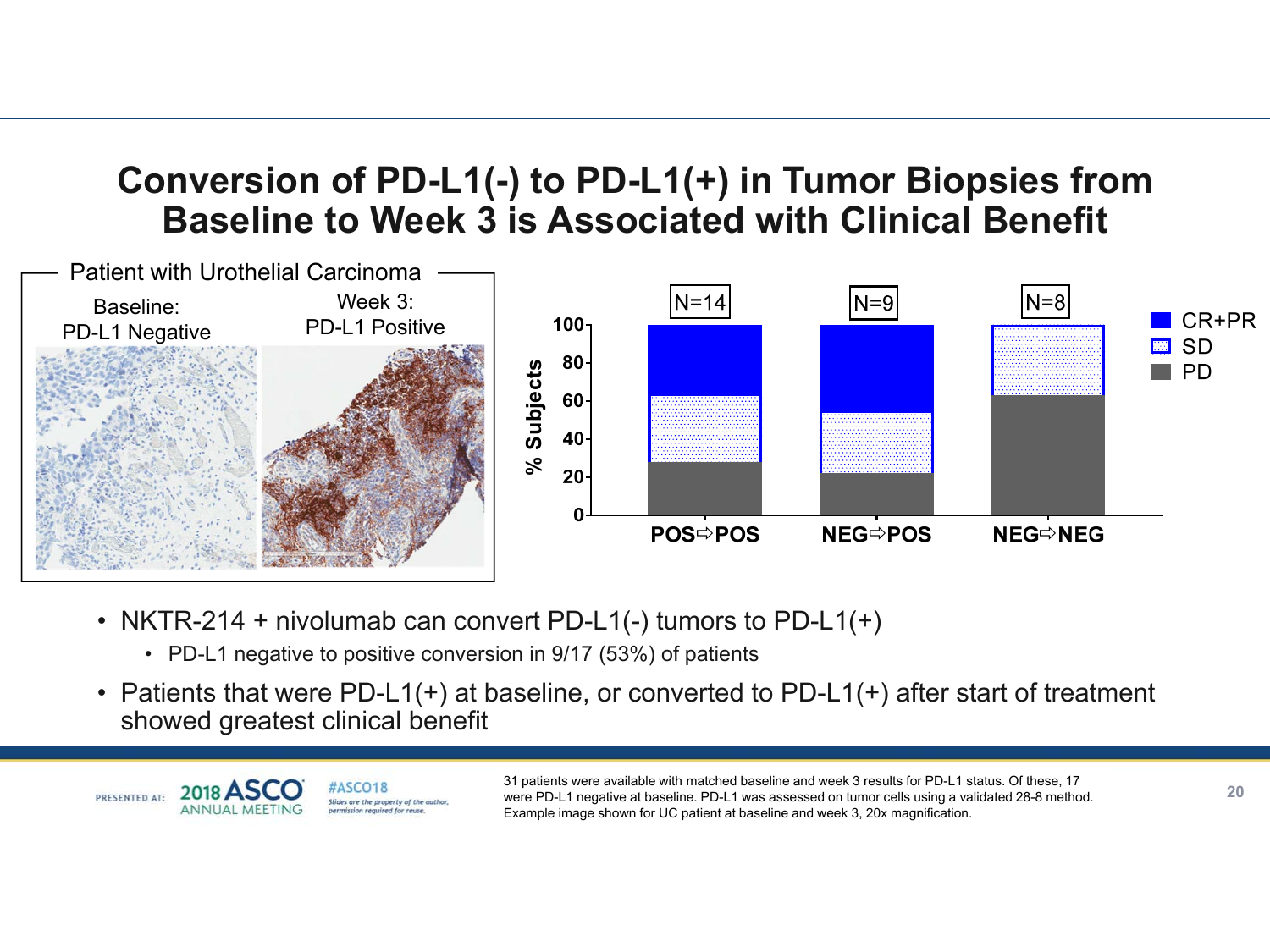# Conversion of PD-L1(-) to PD-L1(+) in Tumor Biopsies from Baseline to Week 3 is Associated with Clinical Benefit

Patient with Urothelial Carcinoma

| Baseline: PD-L1 Negative | Week 3: PD-L1 Positive |
| --- | --- |

| % Subjects | POS⇨POS (N=14) | NEG⇨POS (N=9) | NEG⇨NEG (N=8) |
| --- | --- | --- | --- |
| CR+PR | ~37 | ~46 | 0 |
| SD | ~35 | ~32 | ~37 |
| PD | ~28 | ~22 | ~63 |

- NKTR-214 + nivolumab can convert PD-L1(-) tumors to PD-L1(+)
  - PD-L1 negative to positive conversion in 9/17 (53%) of patients
- Patients that were PD-L1(+) at baseline, or converted to PD-L1(+) after start of treatment showed greatest clinical benefit

31 patients were available with matched baseline and week 3 results for PD-L1 status. Of these, 17 were PD-L1 negative at baseline. PD-L1 was assessed on tumor cells using a validated 28-8 method. Example image shown for UC patient at baseline and week 3, 20x magnification.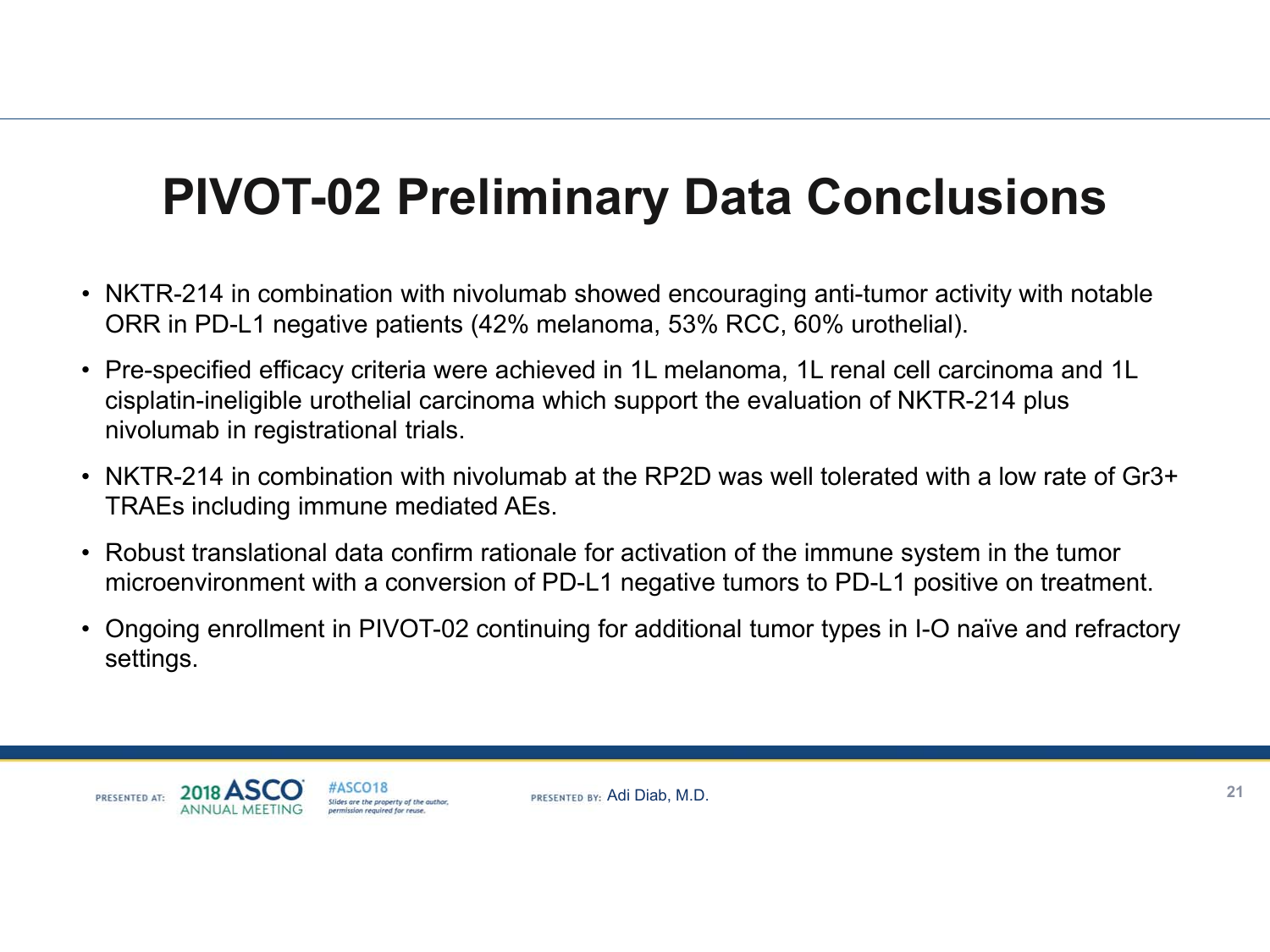# PIVOT-02 Preliminary Data Conclusions

- NKTR-214 in combination with nivolumab showed encouraging anti-tumor activity with notable ORR in PD-L1 negative patients (42% melanoma, 53% RCC, 60% urothelial).
- Pre-specified efficacy criteria were achieved in 1L melanoma, 1L renal cell carcinoma and 1L cisplatin-ineligible urothelial carcinoma which support the evaluation of NKTR-214 plus nivolumab in registrational trials.
- NKTR-214 in combination with nivolumab at the RP2D was well tolerated with a low rate of Gr3+ TRAEs including immune mediated AEs.
- Robust translational data confirm rationale for activation of the immune system in the tumor microenvironment with a conversion of PD-L1 negative tumors to PD-L1 positive on treatment.
- Ongoing enrollment in PIVOT-02 continuing for additional tumor types in I-O naïve and refractory settings.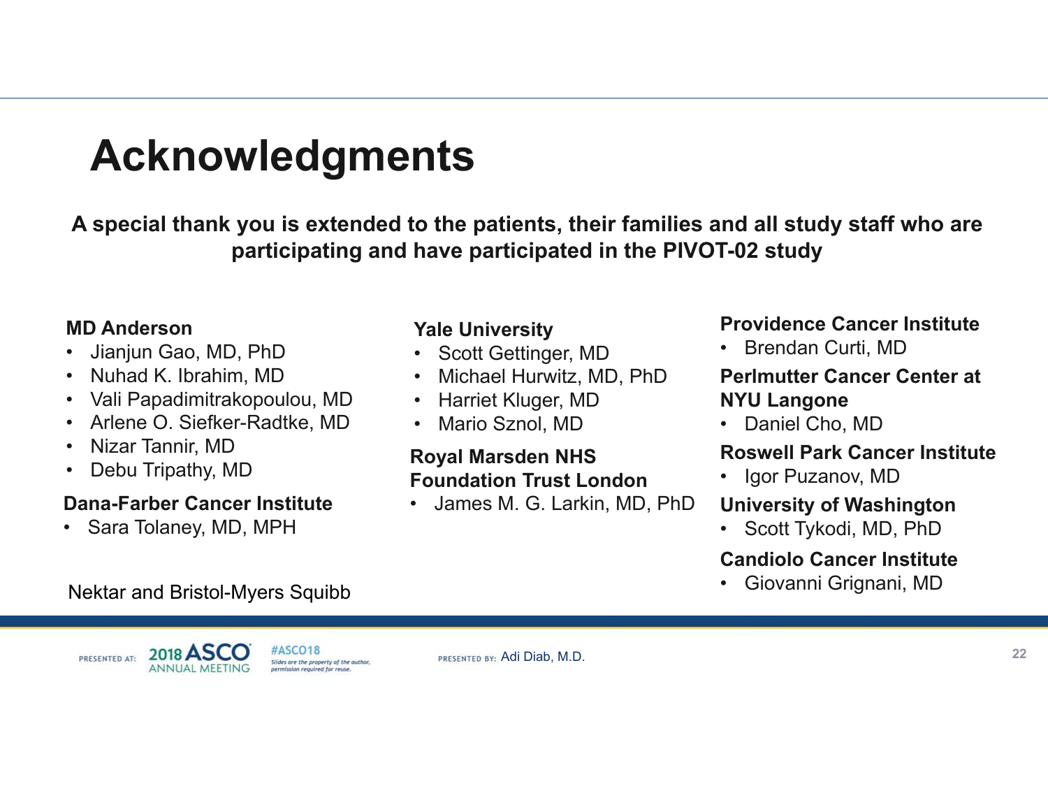# Acknowledgments

**A special thank you is extended to the patients, their families and all study staff who are participating and have participated in the PIVOT-02 study**

**MD Anderson**

- Jianjun Gao, MD, PhD
- Nuhad K. Ibrahim, MD
- Vali Papadimitrakopoulou, MD
- Arlene O. Siefker-Radtke, MD
- Nizar Tannir, MD
- Debu Tripathy, MD

**Dana-Farber Cancer Institute**

- Sara Tolaney, MD, MPH

Nektar and Bristol-Myers Squibb

**Yale University**

- Scott Gettinger, MD
- Michael Hurwitz, MD, PhD
- Harriet Kluger, MD
- Mario Sznol, MD

**Royal Marsden NHS Foundation Trust London**

- James M. G. Larkin, MD, PhD

**Providence Cancer Institute**

- Brendan Curti, MD

**Perlmutter Cancer Center at NYU Langone**

- Daniel Cho, MD

**Roswell Park Cancer Institute**

- Igor Puzanov, MD

**University of Washington**

- Scott Tykodi, MD, PhD

**Candiolo Cancer Institute**

- Giovanni Grignani, MD